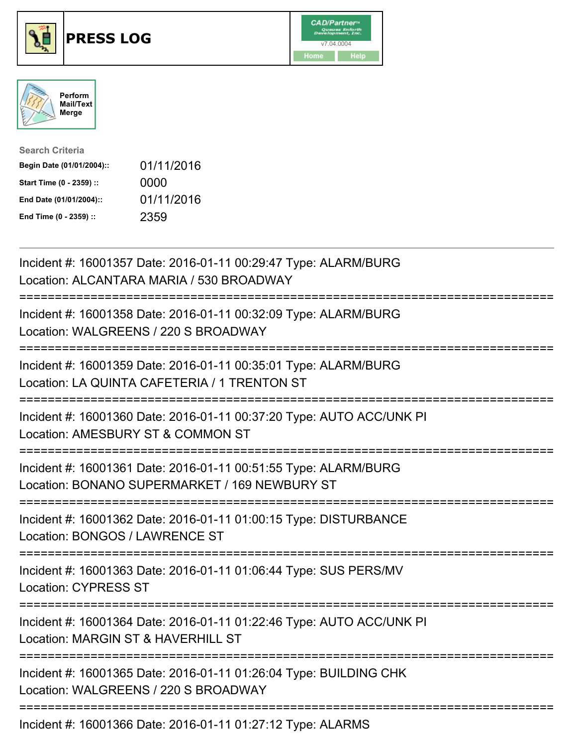# PRESS LOG

CAD/Partner™
v7.04.0004
Home Help

Perform Mail/Text Merge

**Search Criteria**

| | |
|---|---|
| **Begin Date (01/01/2004)::** | 01/11/2016 |
| **Start Time (0 - 2359) ::** | 0000 |
| **End Date (01/01/2004)::** | 01/11/2016 |
| **End Time (0 - 2359) ::** | 2359 |

---

Incident #: 16001357 Date: 2016-01-11 00:29:47 Type: ALARM/BURG
Location: ALCANTARA MARIA / 530 BROADWAY

===========================================================================

Incident #: 16001358 Date: 2016-01-11 00:32:09 Type: ALARM/BURG
Location: WALGREENS / 220 S BROADWAY

===========================================================================

Incident #: 16001359 Date: 2016-01-11 00:35:01 Type: ALARM/BURG
Location: LA QUINTA CAFETERIA / 1 TRENTON ST

===========================================================================

Incident #: 16001360 Date: 2016-01-11 00:37:20 Type: AUTO ACC/UNK PI
Location: AMESBURY ST & COMMON ST

===========================================================================

Incident #: 16001361 Date: 2016-01-11 00:51:55 Type: ALARM/BURG
Location: BONANO SUPERMARKET / 169 NEWBURY ST

===========================================================================

Incident #: 16001362 Date: 2016-01-11 01:00:15 Type: DISTURBANCE
Location: BONGOS / LAWRENCE ST

===========================================================================

Incident #: 16001363 Date: 2016-01-11 01:06:44 Type: SUS PERS/MV
Location: CYPRESS ST

===========================================================================

Incident #: 16001364 Date: 2016-01-11 01:22:46 Type: AUTO ACC/UNK PI
Location: MARGIN ST & HAVERHILL ST

===========================================================================

Incident #: 16001365 Date: 2016-01-11 01:26:04 Type: BUILDING CHK
Location: WALGREENS / 220 S BROADWAY

===========================================================================

Incident #: 16001366 Date: 2016-01-11 01:27:12 Type: ALARMS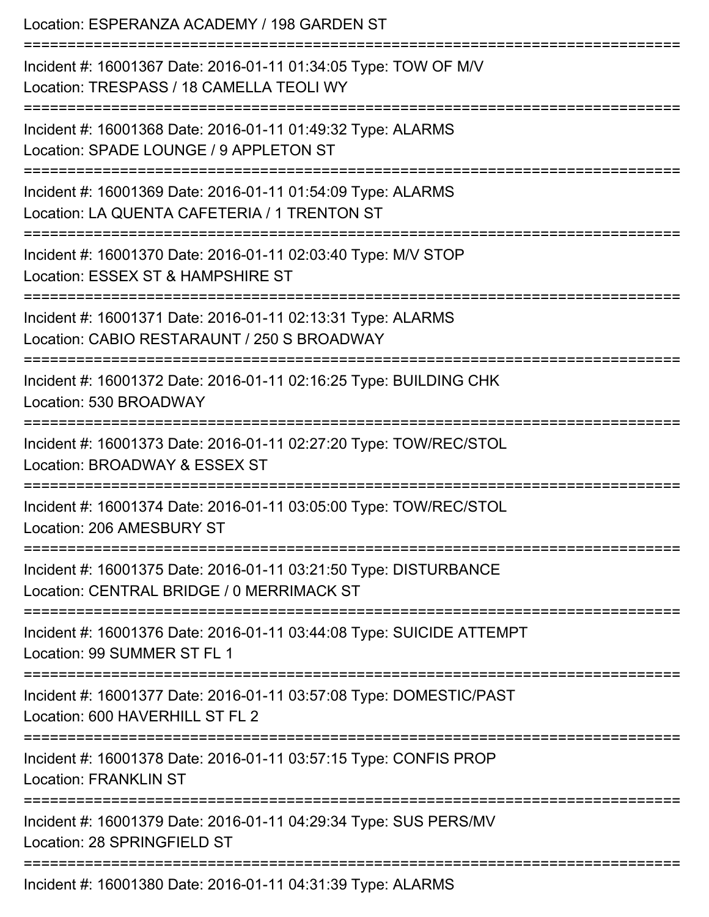Location: ESPERANZA ACADEMY / 198 GARDEN ST

===========================================================================

Incident #: 16001367 Date: 2016-01-11 01:34:05 Type: TOW OF M/V
Location: TRESPASS / 18 CAMELLA TEOLI WY

===========================================================================

Incident #: 16001368 Date: 2016-01-11 01:49:32 Type: ALARMS
Location: SPADE LOUNGE / 9 APPLETON ST

===========================================================================

Incident #: 16001369 Date: 2016-01-11 01:54:09 Type: ALARMS
Location: LA QUENTA CAFETERIA / 1 TRENTON ST

===========================================================================

Incident #: 16001370 Date: 2016-01-11 02:03:40 Type: M/V STOP
Location: ESSEX ST & HAMPSHIRE ST

===========================================================================

Incident #: 16001371 Date: 2016-01-11 02:13:31 Type: ALARMS
Location: CABIO RESTARAUNT / 250 S BROADWAY

===========================================================================

Incident #: 16001372 Date: 2016-01-11 02:16:25 Type: BUILDING CHK
Location: 530 BROADWAY

===========================================================================

Incident #: 16001373 Date: 2016-01-11 02:27:20 Type: TOW/REC/STOL
Location: BROADWAY & ESSEX ST

===========================================================================

Incident #: 16001374 Date: 2016-01-11 03:05:00 Type: TOW/REC/STOL
Location: 206 AMESBURY ST

===========================================================================

Incident #: 16001375 Date: 2016-01-11 03:21:50 Type: DISTURBANCE
Location: CENTRAL BRIDGE / 0 MERRIMACK ST

===========================================================================

Incident #: 16001376 Date: 2016-01-11 03:44:08 Type: SUICIDE ATTEMPT
Location: 99 SUMMER ST FL 1

===========================================================================

Incident #: 16001377 Date: 2016-01-11 03:57:08 Type: DOMESTIC/PAST
Location: 600 HAVERHILL ST FL 2

===========================================================================

Incident #: 16001378 Date: 2016-01-11 03:57:15 Type: CONFIS PROP
Location: FRANKLIN ST

===========================================================================

Incident #: 16001379 Date: 2016-01-11 04:29:34 Type: SUS PERS/MV
Location: 28 SPRINGFIELD ST

===========================================================================

Incident #: 16001380 Date: 2016-01-11 04:31:39 Type: ALARMS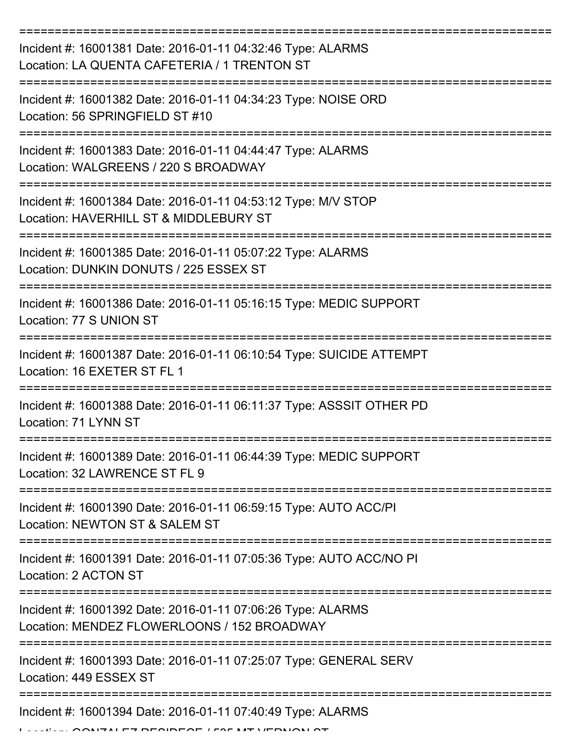===========================================================================

Incident #: 16001381 Date: 2016-01-11 04:32:46 Type: ALARMS
Location: LA QUENTA CAFETERIA / 1 TRENTON ST

===========================================================================

Incident #: 16001382 Date: 2016-01-11 04:34:23 Type: NOISE ORD
Location: 56 SPRINGFIELD ST #10

===========================================================================

Incident #: 16001383 Date: 2016-01-11 04:44:47 Type: ALARMS
Location: WALGREENS / 220 S BROADWAY

===========================================================================

Incident #: 16001384 Date: 2016-01-11 04:53:12 Type: M/V STOP
Location: HAVERHILL ST & MIDDLEBURY ST

===========================================================================

Incident #: 16001385 Date: 2016-01-11 05:07:22 Type: ALARMS
Location: DUNKIN DONUTS / 225 ESSEX ST

===========================================================================

Incident #: 16001386 Date: 2016-01-11 05:16:15 Type: MEDIC SUPPORT
Location: 77 S UNION ST

===========================================================================

Incident #: 16001387 Date: 2016-01-11 06:10:54 Type: SUICIDE ATTEMPT
Location: 16 EXETER ST FL 1

===========================================================================

Incident #: 16001388 Date: 2016-01-11 06:11:37 Type: ASSSIT OTHER PD
Location: 71 LYNN ST

===========================================================================

Incident #: 16001389 Date: 2016-01-11 06:44:39 Type: MEDIC SUPPORT
Location: 32 LAWRENCE ST FL 9

===========================================================================

Incident #: 16001390 Date: 2016-01-11 06:59:15 Type: AUTO ACC/PI
Location: NEWTON ST & SALEM ST

===========================================================================

Incident #: 16001391 Date: 2016-01-11 07:05:36 Type: AUTO ACC/NO PI
Location: 2 ACTON ST

===========================================================================

Incident #: 16001392 Date: 2016-01-11 07:06:26 Type: ALARMS
Location: MENDEZ FLOWERLOONS / 152 BROADWAY

===========================================================================

Incident #: 16001393 Date: 2016-01-11 07:25:07 Type: GENERAL SERV
Location: 449 ESSEX ST

===========================================================================

Incident #: 16001394 Date: 2016-01-11 07:40:49 Type: ALARMS
Location: GONZALEZ RESIDECE / 535 MT VERNON ST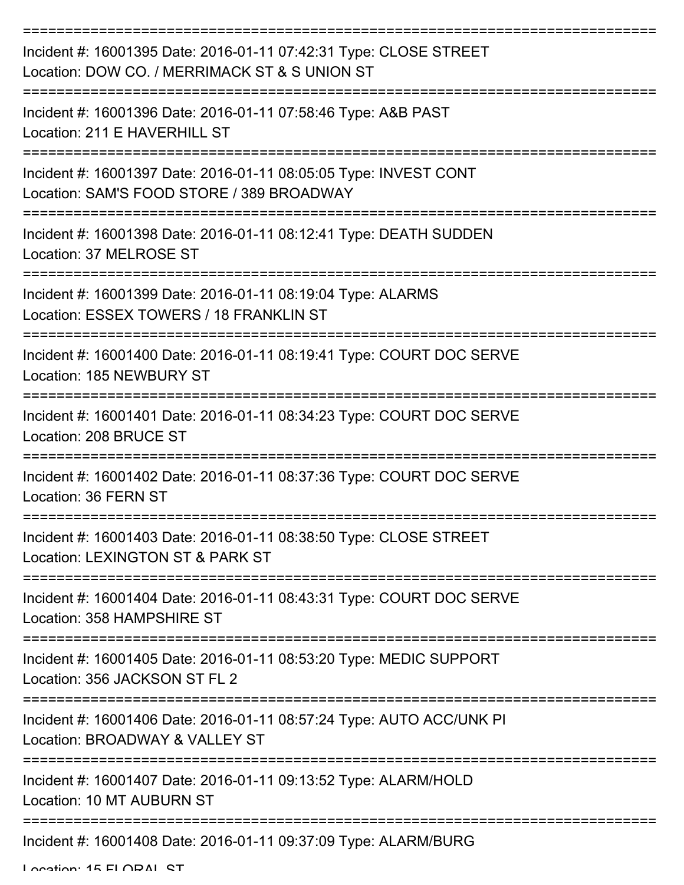===========================================================================

Incident #: 16001395 Date: 2016-01-11 07:42:31 Type: CLOSE STREET
Location: DOW CO. / MERRIMACK ST & S UNION ST

===========================================================================

Incident #: 16001396 Date: 2016-01-11 07:58:46 Type: A&B PAST
Location: 211 E HAVERHILL ST

===========================================================================

Incident #: 16001397 Date: 2016-01-11 08:05:05 Type: INVEST CONT
Location: SAM'S FOOD STORE / 389 BROADWAY

===========================================================================

Incident #: 16001398 Date: 2016-01-11 08:12:41 Type: DEATH SUDDEN
Location: 37 MELROSE ST

===========================================================================

Incident #: 16001399 Date: 2016-01-11 08:19:04 Type: ALARMS
Location: ESSEX TOWERS / 18 FRANKLIN ST

===========================================================================

Incident #: 16001400 Date: 2016-01-11 08:19:41 Type: COURT DOC SERVE
Location: 185 NEWBURY ST

===========================================================================

Incident #: 16001401 Date: 2016-01-11 08:34:23 Type: COURT DOC SERVE
Location: 208 BRUCE ST

===========================================================================

Incident #: 16001402 Date: 2016-01-11 08:37:36 Type: COURT DOC SERVE
Location: 36 FERN ST

===========================================================================

Incident #: 16001403 Date: 2016-01-11 08:38:50 Type: CLOSE STREET
Location: LEXINGTON ST & PARK ST

===========================================================================

Incident #: 16001404 Date: 2016-01-11 08:43:31 Type: COURT DOC SERVE
Location: 358 HAMPSHIRE ST

===========================================================================

Incident #: 16001405 Date: 2016-01-11 08:53:20 Type: MEDIC SUPPORT
Location: 356 JACKSON ST FL 2

===========================================================================

Incident #: 16001406 Date: 2016-01-11 08:57:24 Type: AUTO ACC/UNK PI
Location: BROADWAY & VALLEY ST

===========================================================================

Incident #: 16001407 Date: 2016-01-11 09:13:52 Type: ALARM/HOLD
Location: 10 MT AUBURN ST

===========================================================================

Incident #: 16001408 Date: 2016-01-11 09:37:09 Type: ALARM/BURG
Location: 15 FLORAL ST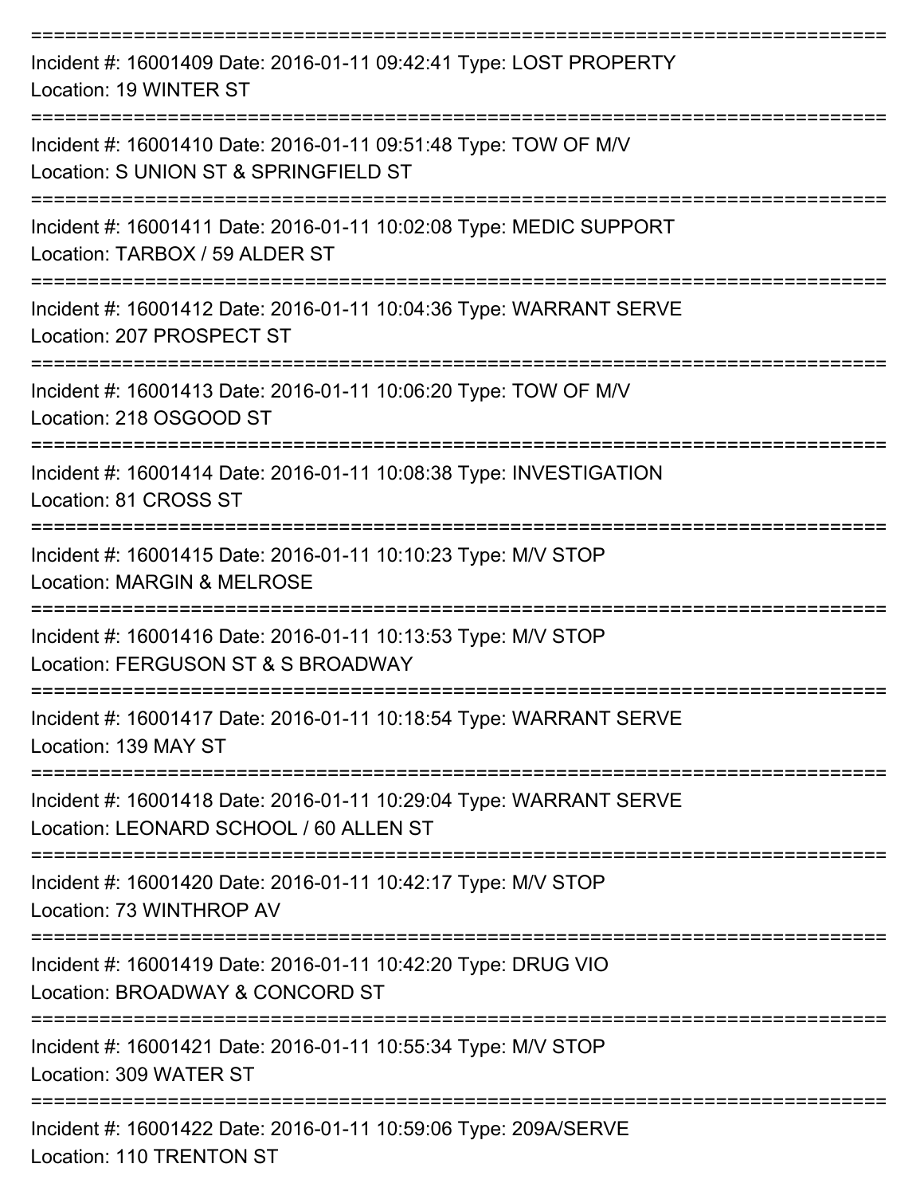===========================================================================

Incident #: 16001409 Date: 2016-01-11 09:42:41 Type: LOST PROPERTY
Location: 19 WINTER ST

===========================================================================

Incident #: 16001410 Date: 2016-01-11 09:51:48 Type: TOW OF M/V
Location: S UNION ST & SPRINGFIELD ST

===========================================================================

Incident #: 16001411 Date: 2016-01-11 10:02:08 Type: MEDIC SUPPORT
Location: TARBOX / 59 ALDER ST

===========================================================================

Incident #: 16001412 Date: 2016-01-11 10:04:36 Type: WARRANT SERVE
Location: 207 PROSPECT ST

===========================================================================

Incident #: 16001413 Date: 2016-01-11 10:06:20 Type: TOW OF M/V
Location: 218 OSGOOD ST

===========================================================================

Incident #: 16001414 Date: 2016-01-11 10:08:38 Type: INVESTIGATION
Location: 81 CROSS ST

===========================================================================

Incident #: 16001415 Date: 2016-01-11 10:10:23 Type: M/V STOP
Location: MARGIN & MELROSE

===========================================================================

Incident #: 16001416 Date: 2016-01-11 10:13:53 Type: M/V STOP
Location: FERGUSON ST & S BROADWAY

===========================================================================

Incident #: 16001417 Date: 2016-01-11 10:18:54 Type: WARRANT SERVE
Location: 139 MAY ST

===========================================================================

Incident #: 16001418 Date: 2016-01-11 10:29:04 Type: WARRANT SERVE
Location: LEONARD SCHOOL / 60 ALLEN ST

===========================================================================

Incident #: 16001420 Date: 2016-01-11 10:42:17 Type: M/V STOP
Location: 73 WINTHROP AV

===========================================================================

Incident #: 16001419 Date: 2016-01-11 10:42:20 Type: DRUG VIO
Location: BROADWAY & CONCORD ST

===========================================================================

Incident #: 16001421 Date: 2016-01-11 10:55:34 Type: M/V STOP
Location: 309 WATER ST

===========================================================================

Incident #: 16001422 Date: 2016-01-11 10:59:06 Type: 209A/SERVE
Location: 110 TRENTON ST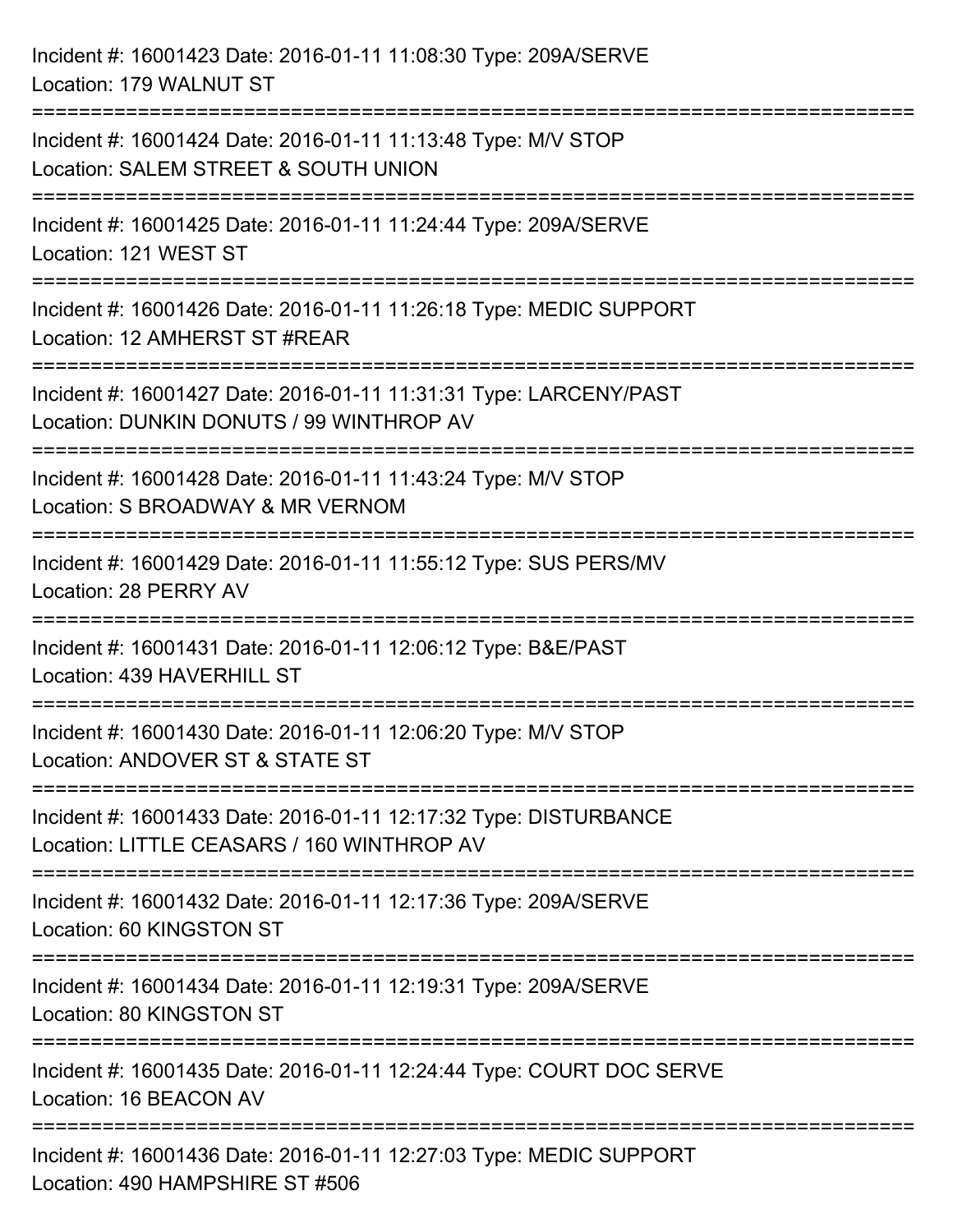Incident #: 16001423 Date: 2016-01-11 11:08:30 Type: 209A/SERVE
Location: 179 WALNUT ST

===========================================================================

Incident #: 16001424 Date: 2016-01-11 11:13:48 Type: M/V STOP
Location: SALEM STREET & SOUTH UNION

===========================================================================

Incident #: 16001425 Date: 2016-01-11 11:24:44 Type: 209A/SERVE
Location: 121 WEST ST

===========================================================================

Incident #: 16001426 Date: 2016-01-11 11:26:18 Type: MEDIC SUPPORT
Location: 12 AMHERST ST #REAR

===========================================================================

Incident #: 16001427 Date: 2016-01-11 11:31:31 Type: LARCENY/PAST
Location: DUNKIN DONUTS / 99 WINTHROP AV

===========================================================================

Incident #: 16001428 Date: 2016-01-11 11:43:24 Type: M/V STOP
Location: S BROADWAY & MR VERNOM

===========================================================================

Incident #: 16001429 Date: 2016-01-11 11:55:12 Type: SUS PERS/MV
Location: 28 PERRY AV

===========================================================================

Incident #: 16001431 Date: 2016-01-11 12:06:12 Type: B&E/PAST
Location: 439 HAVERHILL ST

===========================================================================

Incident #: 16001430 Date: 2016-01-11 12:06:20 Type: M/V STOP
Location: ANDOVER ST & STATE ST

===========================================================================

Incident #: 16001433 Date: 2016-01-11 12:17:32 Type: DISTURBANCE
Location: LITTLE CEASARS / 160 WINTHROP AV

===========================================================================

Incident #: 16001432 Date: 2016-01-11 12:17:36 Type: 209A/SERVE
Location: 60 KINGSTON ST

===========================================================================

Incident #: 16001434 Date: 2016-01-11 12:19:31 Type: 209A/SERVE
Location: 80 KINGSTON ST

===========================================================================

Incident #: 16001435 Date: 2016-01-11 12:24:44 Type: COURT DOC SERVE
Location: 16 BEACON AV

===========================================================================

Incident #: 16001436 Date: 2016-01-11 12:27:03 Type: MEDIC SUPPORT
Location: 490 HAMPSHIRE ST #506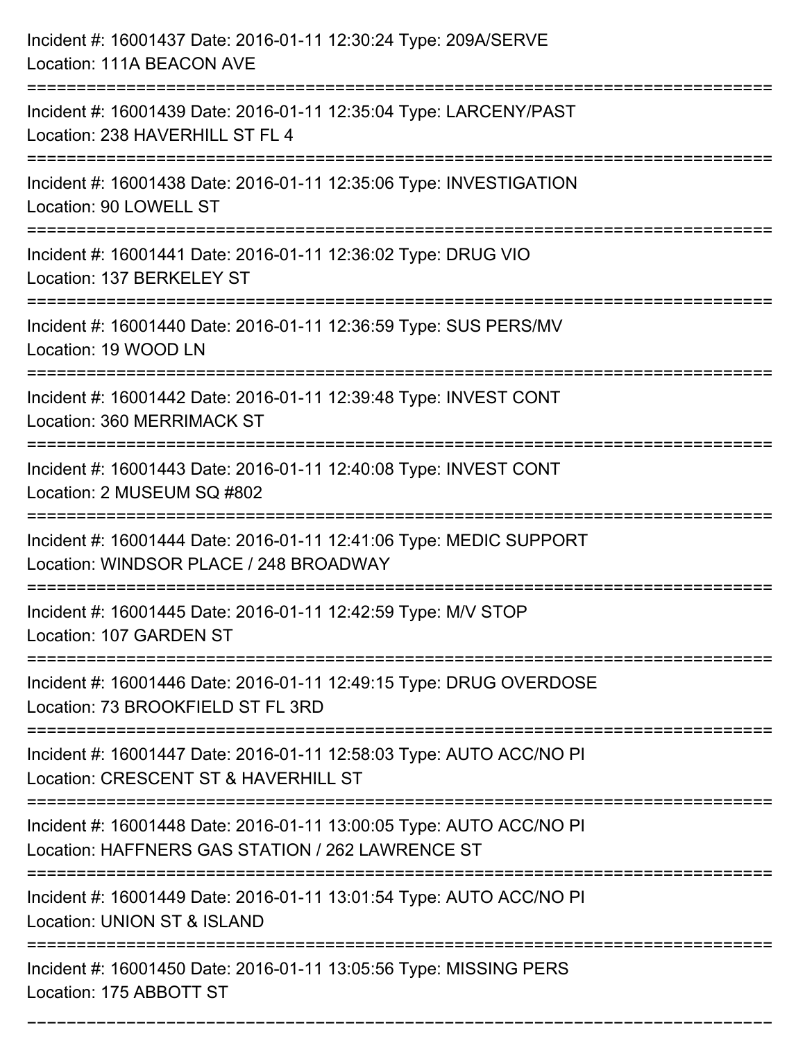Incident #: 16001437 Date: 2016-01-11 12:30:24 Type: 209A/SERVE
Location: 111A BEACON AVE

===========================================================================

Incident #: 16001439 Date: 2016-01-11 12:35:04 Type: LARCENY/PAST
Location: 238 HAVERHILL ST FL 4

===========================================================================

Incident #: 16001438 Date: 2016-01-11 12:35:06 Type: INVESTIGATION
Location: 90 LOWELL ST

===========================================================================

Incident #: 16001441 Date: 2016-01-11 12:36:02 Type: DRUG VIO
Location: 137 BERKELEY ST

===========================================================================

Incident #: 16001440 Date: 2016-01-11 12:36:59 Type: SUS PERS/MV
Location: 19 WOOD LN

===========================================================================

Incident #: 16001442 Date: 2016-01-11 12:39:48 Type: INVEST CONT
Location: 360 MERRIMACK ST

===========================================================================

Incident #: 16001443 Date: 2016-01-11 12:40:08 Type: INVEST CONT
Location: 2 MUSEUM SQ #802

===========================================================================

Incident #: 16001444 Date: 2016-01-11 12:41:06 Type: MEDIC SUPPORT
Location: WINDSOR PLACE / 248 BROADWAY

===========================================================================

Incident #: 16001445 Date: 2016-01-11 12:42:59 Type: M/V STOP
Location: 107 GARDEN ST

===========================================================================

Incident #: 16001446 Date: 2016-01-11 12:49:15 Type: DRUG OVERDOSE
Location: 73 BROOKFIELD ST FL 3RD

===========================================================================

Incident #: 16001447 Date: 2016-01-11 12:58:03 Type: AUTO ACC/NO PI
Location: CRESCENT ST & HAVERHILL ST

===========================================================================

Incident #: 16001448 Date: 2016-01-11 13:00:05 Type: AUTO ACC/NO PI
Location: HAFFNERS GAS STATION / 262 LAWRENCE ST

===========================================================================

Incident #: 16001449 Date: 2016-01-11 13:01:54 Type: AUTO ACC/NO PI
Location: UNION ST & ISLAND

===========================================================================

Incident #: 16001450 Date: 2016-01-11 13:05:56 Type: MISSING PERS
Location: 175 ABBOTT ST

===========================================================================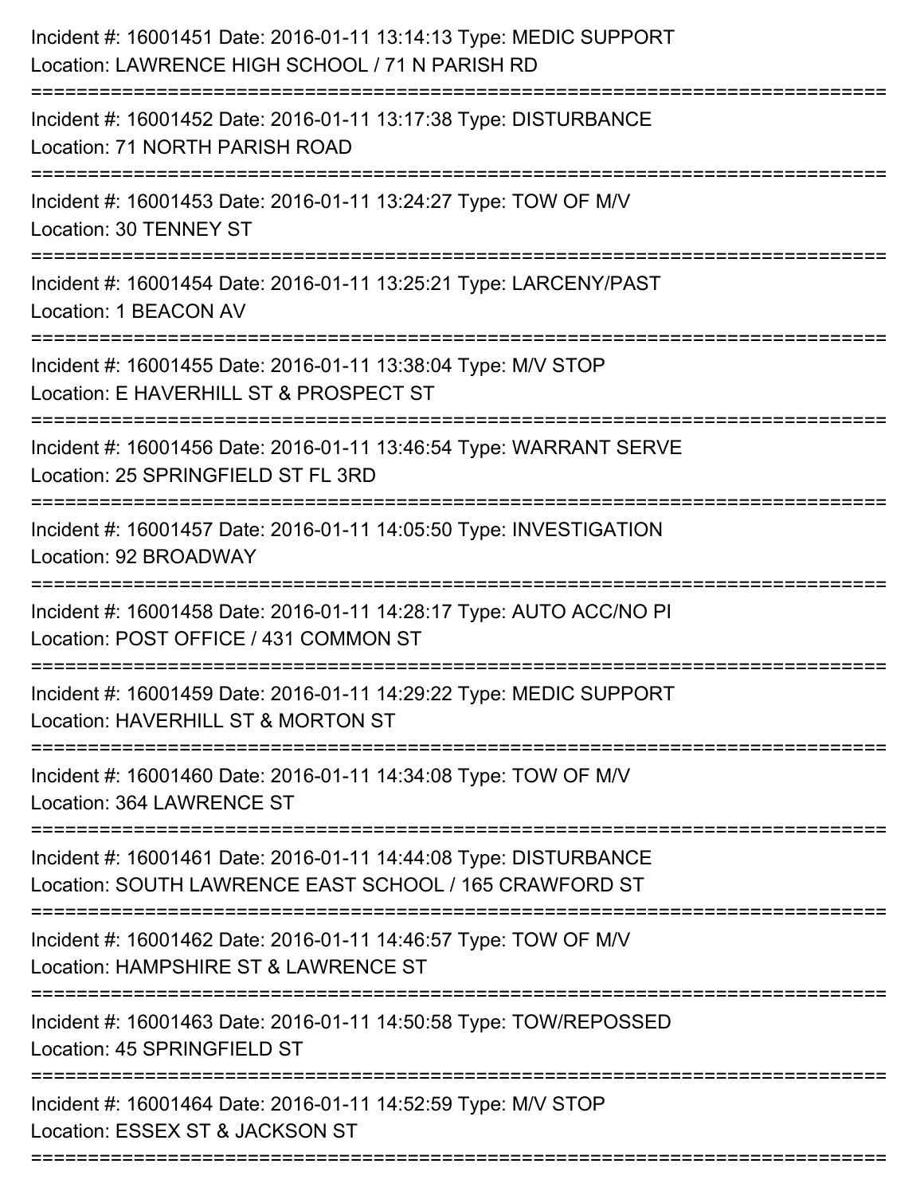Incident #: 16001451 Date: 2016-01-11 13:14:13 Type: MEDIC SUPPORT
Location: LAWRENCE HIGH SCHOOL / 71 N PARISH RD

===========================================================================

Incident #: 16001452 Date: 2016-01-11 13:17:38 Type: DISTURBANCE
Location: 71 NORTH PARISH ROAD

===========================================================================

Incident #: 16001453 Date: 2016-01-11 13:24:27 Type: TOW OF M/V
Location: 30 TENNEY ST

===========================================================================

Incident #: 16001454 Date: 2016-01-11 13:25:21 Type: LARCENY/PAST
Location: 1 BEACON AV

===========================================================================

Incident #: 16001455 Date: 2016-01-11 13:38:04 Type: M/V STOP
Location: E HAVERHILL ST & PROSPECT ST

===========================================================================

Incident #: 16001456 Date: 2016-01-11 13:46:54 Type: WARRANT SERVE
Location: 25 SPRINGFIELD ST FL 3RD

===========================================================================

Incident #: 16001457 Date: 2016-01-11 14:05:50 Type: INVESTIGATION
Location: 92 BROADWAY

===========================================================================

Incident #: 16001458 Date: 2016-01-11 14:28:17 Type: AUTO ACC/NO PI
Location: POST OFFICE / 431 COMMON ST

===========================================================================

Incident #: 16001459 Date: 2016-01-11 14:29:22 Type: MEDIC SUPPORT
Location: HAVERHILL ST & MORTON ST

===========================================================================

Incident #: 16001460 Date: 2016-01-11 14:34:08 Type: TOW OF M/V
Location: 364 LAWRENCE ST

===========================================================================

Incident #: 16001461 Date: 2016-01-11 14:44:08 Type: DISTURBANCE
Location: SOUTH LAWRENCE EAST SCHOOL / 165 CRAWFORD ST

===========================================================================

Incident #: 16001462 Date: 2016-01-11 14:46:57 Type: TOW OF M/V
Location: HAMPSHIRE ST & LAWRENCE ST

===========================================================================

Incident #: 16001463 Date: 2016-01-11 14:50:58 Type: TOW/REPOSSED
Location: 45 SPRINGFIELD ST

===========================================================================

Incident #: 16001464 Date: 2016-01-11 14:52:59 Type: M/V STOP
Location: ESSEX ST & JACKSON ST

===========================================================================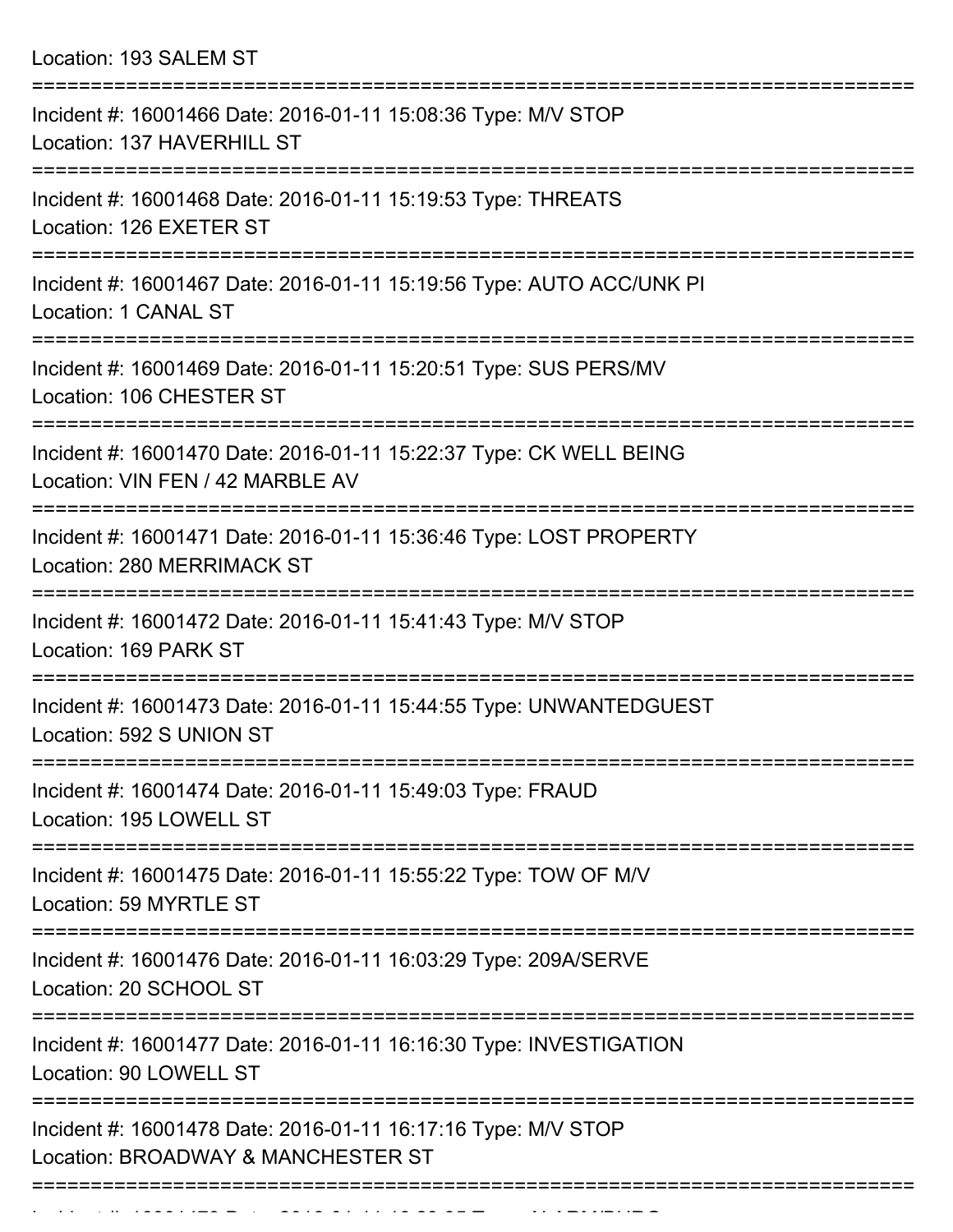Location: 193 SALEM ST

===========================================================================

Incident #: 16001466 Date: 2016-01-11 15:08:36 Type: M/V STOP
Location: 137 HAVERHILL ST

===========================================================================

Incident #: 16001468 Date: 2016-01-11 15:19:53 Type: THREATS
Location: 126 EXETER ST

===========================================================================

Incident #: 16001467 Date: 2016-01-11 15:19:56 Type: AUTO ACC/UNK PI
Location: 1 CANAL ST

===========================================================================

Incident #: 16001469 Date: 2016-01-11 15:20:51 Type: SUS PERS/MV
Location: 106 CHESTER ST

===========================================================================

Incident #: 16001470 Date: 2016-01-11 15:22:37 Type: CK WELL BEING
Location: VIN FEN / 42 MARBLE AV

===========================================================================

Incident #: 16001471 Date: 2016-01-11 15:36:46 Type: LOST PROPERTY
Location: 280 MERRIMACK ST

===========================================================================

Incident #: 16001472 Date: 2016-01-11 15:41:43 Type: M/V STOP
Location: 169 PARK ST

===========================================================================

Incident #: 16001473 Date: 2016-01-11 15:44:55 Type: UNWANTEDGUEST
Location: 592 S UNION ST

===========================================================================

Incident #: 16001474 Date: 2016-01-11 15:49:03 Type: FRAUD
Location: 195 LOWELL ST

===========================================================================

Incident #: 16001475 Date: 2016-01-11 15:55:22 Type: TOW OF M/V
Location: 59 MYRTLE ST

===========================================================================

Incident #: 16001476 Date: 2016-01-11 16:03:29 Type: 209A/SERVE
Location: 20 SCHOOL ST

===========================================================================

Incident #: 16001477 Date: 2016-01-11 16:16:30 Type: INVESTIGATION
Location: 90 LOWELL ST

===========================================================================

Incident #: 16001478 Date: 2016-01-11 16:17:16 Type: M/V STOP
Location: BROADWAY & MANCHESTER ST

===========================================================================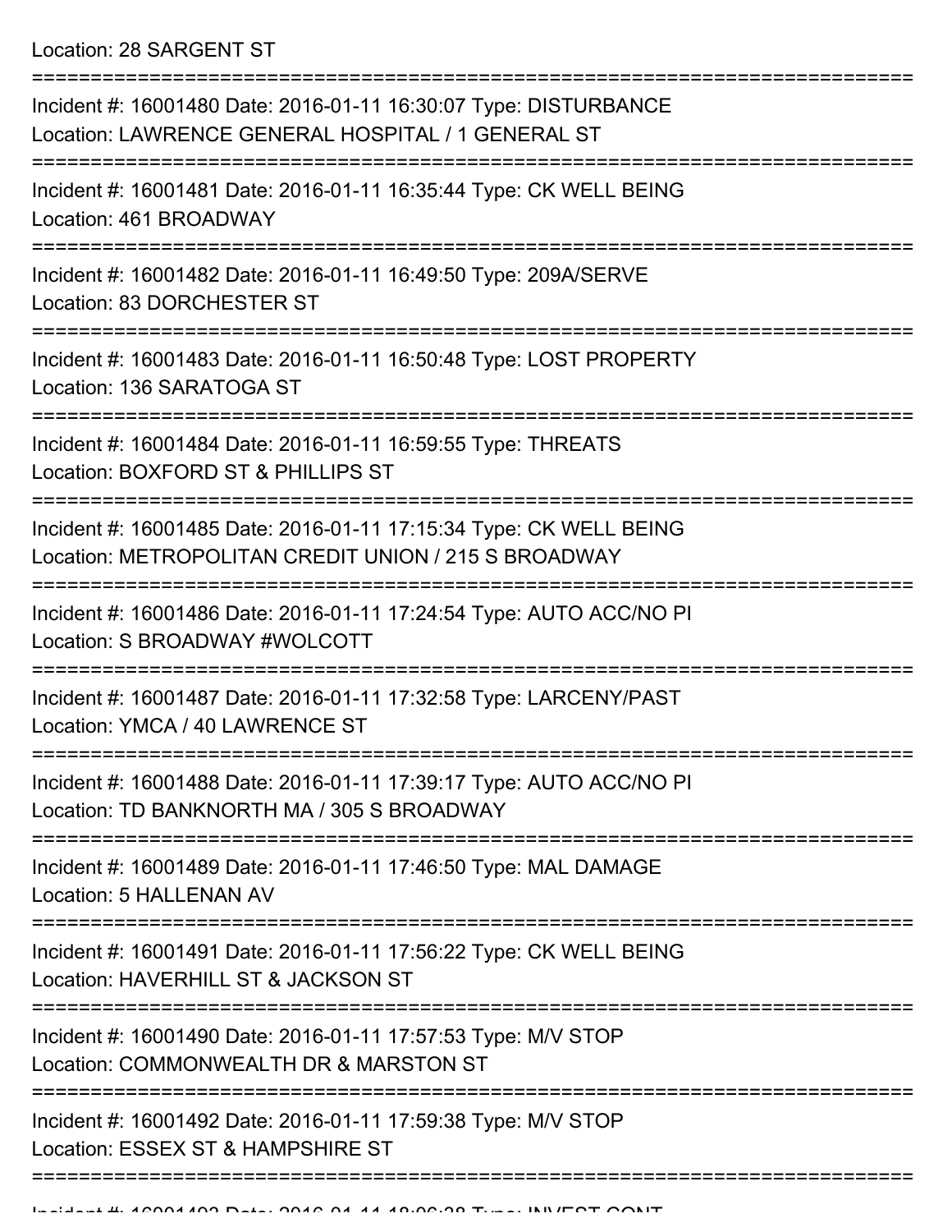Location: 28 SARGENT ST

===========================================================================

Incident #: 16001480 Date: 2016-01-11 16:30:07 Type: DISTURBANCE
Location: LAWRENCE GENERAL HOSPITAL / 1 GENERAL ST

===========================================================================

Incident #: 16001481 Date: 2016-01-11 16:35:44 Type: CK WELL BEING
Location: 461 BROADWAY

===========================================================================

Incident #: 16001482 Date: 2016-01-11 16:49:50 Type: 209A/SERVE
Location: 83 DORCHESTER ST

===========================================================================

Incident #: 16001483 Date: 2016-01-11 16:50:48 Type: LOST PROPERTY
Location: 136 SARATOGA ST

===========================================================================

Incident #: 16001484 Date: 2016-01-11 16:59:55 Type: THREATS
Location: BOXFORD ST & PHILLIPS ST

===========================================================================

Incident #: 16001485 Date: 2016-01-11 17:15:34 Type: CK WELL BEING
Location: METROPOLITAN CREDIT UNION / 215 S BROADWAY

===========================================================================

Incident #: 16001486 Date: 2016-01-11 17:24:54 Type: AUTO ACC/NO PI
Location: S BROADWAY #WOLCOTT

===========================================================================

Incident #: 16001487 Date: 2016-01-11 17:32:58 Type: LARCENY/PAST
Location: YMCA / 40 LAWRENCE ST

===========================================================================

Incident #: 16001488 Date: 2016-01-11 17:39:17 Type: AUTO ACC/NO PI
Location: TD BANKNORTH MA / 305 S BROADWAY

===========================================================================

Incident #: 16001489 Date: 2016-01-11 17:46:50 Type: MAL DAMAGE
Location: 5 HALLENAN AV

===========================================================================

Incident #: 16001491 Date: 2016-01-11 17:56:22 Type: CK WELL BEING
Location: HAVERHILL ST & JACKSON ST

===========================================================================

Incident #: 16001490 Date: 2016-01-11 17:57:53 Type: M/V STOP
Location: COMMONWEALTH DR & MARSTON ST

===========================================================================

Incident #: 16001492 Date: 2016-01-11 17:59:38 Type: M/V STOP
Location: ESSEX ST & HAMPSHIRE ST

===========================================================================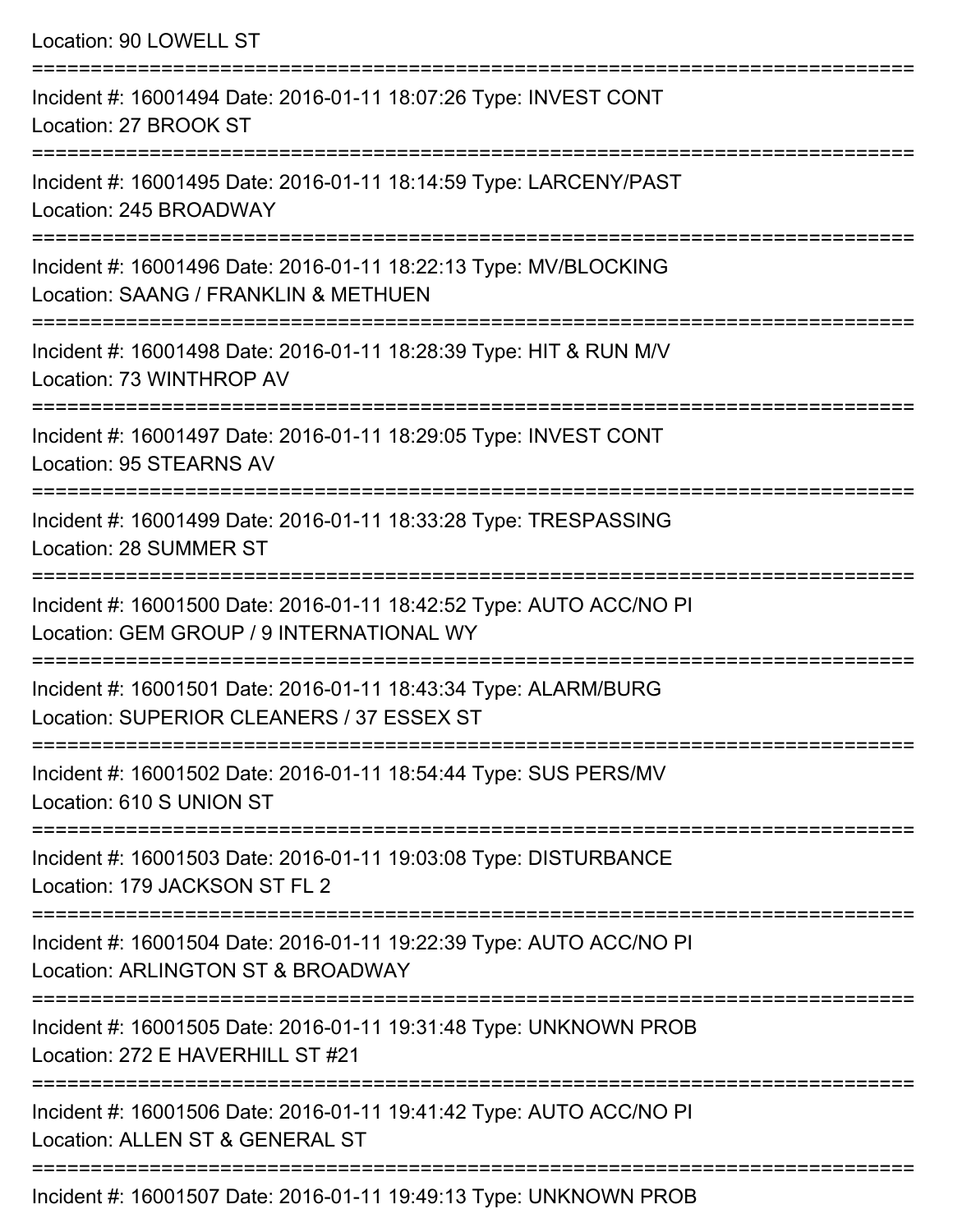Location: 90 LOWELL ST

===========================================================================

Incident #: 16001494 Date: 2016-01-11 18:07:26 Type: INVEST CONT
Location: 27 BROOK ST

===========================================================================

Incident #: 16001495 Date: 2016-01-11 18:14:59 Type: LARCENY/PAST
Location: 245 BROADWAY

===========================================================================

Incident #: 16001496 Date: 2016-01-11 18:22:13 Type: MV/BLOCKING
Location: SAANG / FRANKLIN & METHUEN

===========================================================================

Incident #: 16001498 Date: 2016-01-11 18:28:39 Type: HIT & RUN M/V
Location: 73 WINTHROP AV

===========================================================================

Incident #: 16001497 Date: 2016-01-11 18:29:05 Type: INVEST CONT
Location: 95 STEARNS AV

===========================================================================

Incident #: 16001499 Date: 2016-01-11 18:33:28 Type: TRESPASSING
Location: 28 SUMMER ST

===========================================================================

Incident #: 16001500 Date: 2016-01-11 18:42:52 Type: AUTO ACC/NO PI
Location: GEM GROUP / 9 INTERNATIONAL WY

===========================================================================

Incident #: 16001501 Date: 2016-01-11 18:43:34 Type: ALARM/BURG
Location: SUPERIOR CLEANERS / 37 ESSEX ST

===========================================================================

Incident #: 16001502 Date: 2016-01-11 18:54:44 Type: SUS PERS/MV
Location: 610 S UNION ST

===========================================================================

Incident #: 16001503 Date: 2016-01-11 19:03:08 Type: DISTURBANCE
Location: 179 JACKSON ST FL 2

===========================================================================

Incident #: 16001504 Date: 2016-01-11 19:22:39 Type: AUTO ACC/NO PI
Location: ARLINGTON ST & BROADWAY

===========================================================================

Incident #: 16001505 Date: 2016-01-11 19:31:48 Type: UNKNOWN PROB
Location: 272 E HAVERHILL ST #21

===========================================================================

Incident #: 16001506 Date: 2016-01-11 19:41:42 Type: AUTO ACC/NO PI
Location: ALLEN ST & GENERAL ST

===========================================================================

Incident #: 16001507 Date: 2016-01-11 19:49:13 Type: UNKNOWN PROB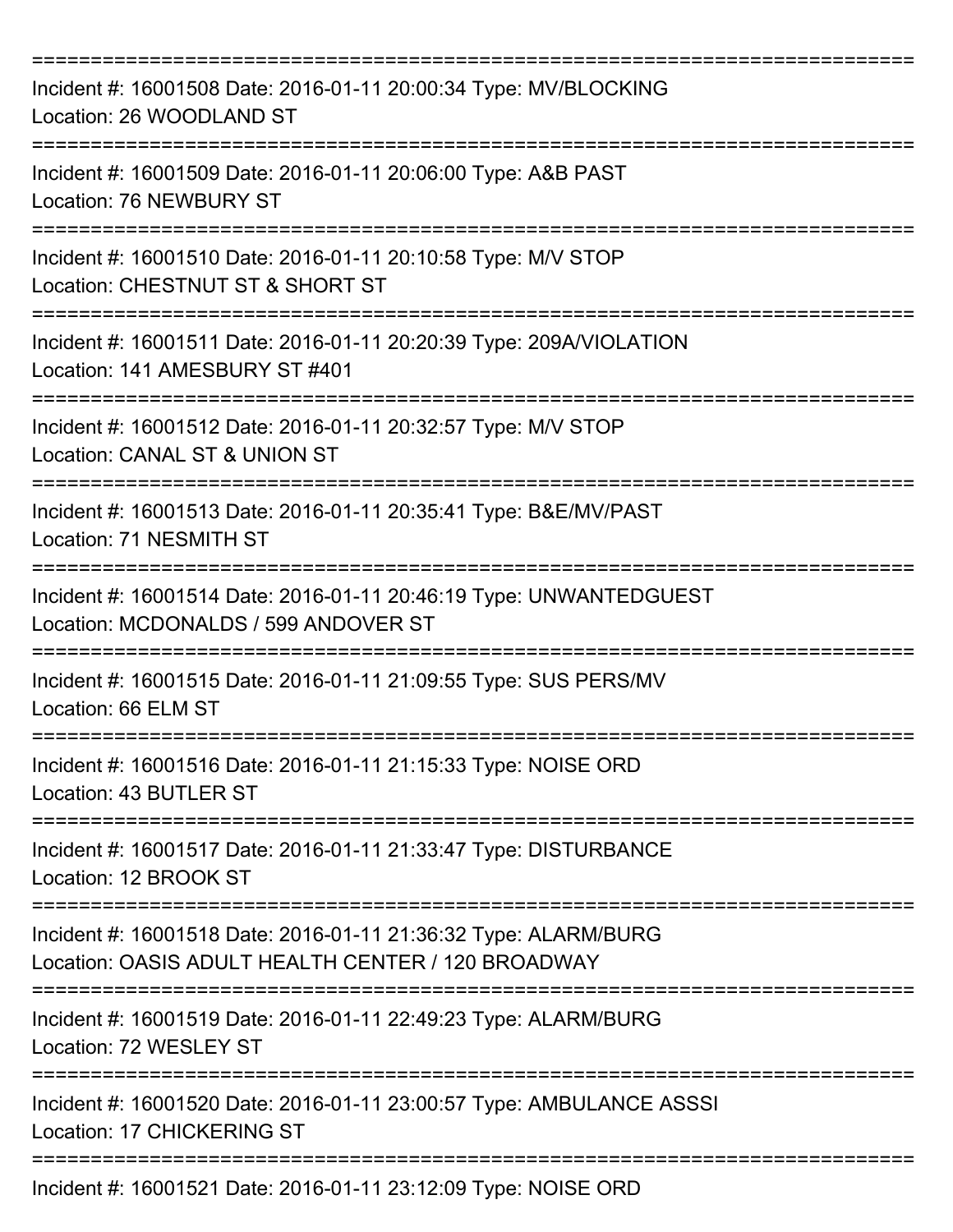===========================================================================

Incident #: 16001508 Date: 2016-01-11 20:00:34 Type: MV/BLOCKING
Location: 26 WOODLAND ST

===========================================================================

Incident #: 16001509 Date: 2016-01-11 20:06:00 Type: A&B PAST
Location: 76 NEWBURY ST

===========================================================================

Incident #: 16001510 Date: 2016-01-11 20:10:58 Type: M/V STOP
Location: CHESTNUT ST & SHORT ST

===========================================================================

Incident #: 16001511 Date: 2016-01-11 20:20:39 Type: 209A/VIOLATION
Location: 141 AMESBURY ST #401

===========================================================================

Incident #: 16001512 Date: 2016-01-11 20:32:57 Type: M/V STOP
Location: CANAL ST & UNION ST

===========================================================================

Incident #: 16001513 Date: 2016-01-11 20:35:41 Type: B&E/MV/PAST
Location: 71 NESMITH ST

===========================================================================

Incident #: 16001514 Date: 2016-01-11 20:46:19 Type: UNWANTEDGUEST
Location: MCDONALDS / 599 ANDOVER ST

===========================================================================

Incident #: 16001515 Date: 2016-01-11 21:09:55 Type: SUS PERS/MV
Location: 66 ELM ST

===========================================================================

Incident #: 16001516 Date: 2016-01-11 21:15:33 Type: NOISE ORD
Location: 43 BUTLER ST

===========================================================================

Incident #: 16001517 Date: 2016-01-11 21:33:47 Type: DISTURBANCE
Location: 12 BROOK ST

===========================================================================

Incident #: 16001518 Date: 2016-01-11 21:36:32 Type: ALARM/BURG
Location: OASIS ADULT HEALTH CENTER / 120 BROADWAY

===========================================================================

Incident #: 16001519 Date: 2016-01-11 22:49:23 Type: ALARM/BURG
Location: 72 WESLEY ST

===========================================================================

Incident #: 16001520 Date: 2016-01-11 23:00:57 Type: AMBULANCE ASSSI
Location: 17 CHICKERING ST

===========================================================================

Incident #: 16001521 Date: 2016-01-11 23:12:09 Type: NOISE ORD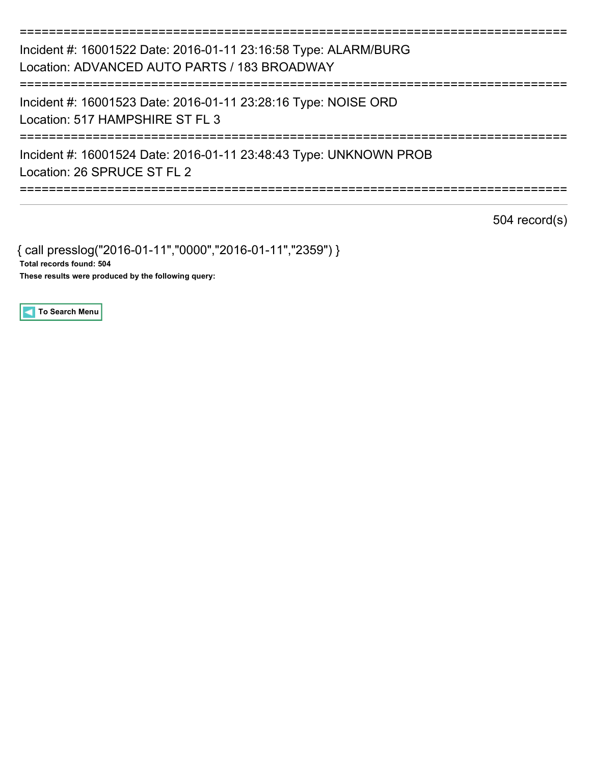===========================================================================

Incident #: 16001522 Date: 2016-01-11 23:16:58 Type: ALARM/BURG

Location: ADVANCED AUTO PARTS / 183 BROADWAY

===========================================================================

Incident #: 16001523 Date: 2016-01-11 23:28:16 Type: NOISE ORD

Location: 517 HAMPSHIRE ST FL 3

===========================================================================

Incident #: 16001524 Date: 2016-01-11 23:48:43 Type: UNKNOWN PROB

Location: 26 SPRUCE ST FL 2

===========================================================================

---

504 record(s)

{ call presslog("2016-01-11","0000","2016-01-11","2359") }

**Total records found: 504**

**These results were produced by the following query:**

**To Search Menu**